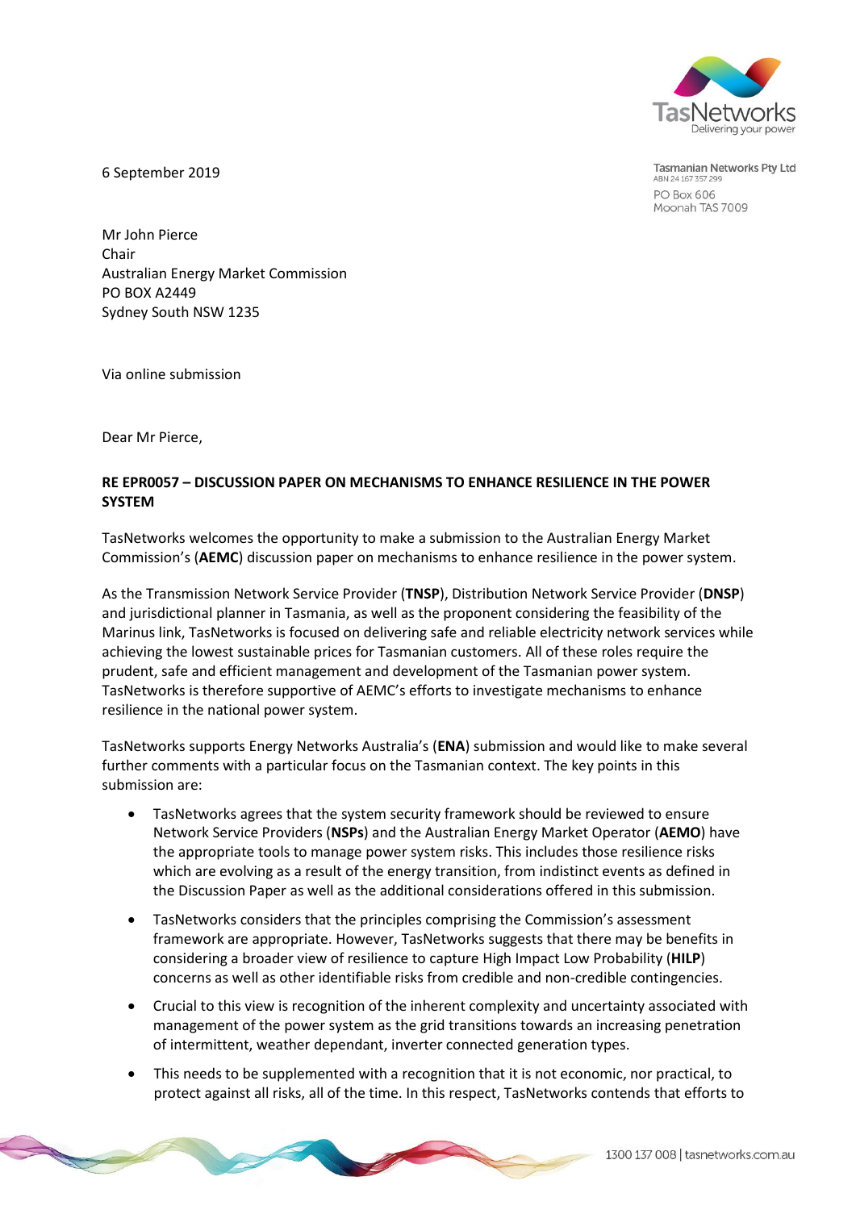6 September 2019

Tasmanian Networks Pty Ltd
ABN 24 167 357 299
PO Box 606
Moonah TAS 7009

Mr John Pierce
Chair
Australian Energy Market Commission
PO BOX A2449
Sydney South NSW 1235

Via online submission

Dear Mr Pierce,

**RE EPR0057 – DISCUSSION PAPER ON MECHANISMS TO ENHANCE RESILIENCE IN THE POWER SYSTEM**

TasNetworks welcomes the opportunity to make a submission to the Australian Energy Market Commission's (**AEMC**) discussion paper on mechanisms to enhance resilience in the power system.

As the Transmission Network Service Provider (**TNSP**), Distribution Network Service Provider (**DNSP**) and jurisdictional planner in Tasmania, as well as the proponent considering the feasibility of the Marinus link, TasNetworks is focused on delivering safe and reliable electricity network services while achieving the lowest sustainable prices for Tasmanian customers. All of these roles require the prudent, safe and efficient management and development of the Tasmanian power system. TasNetworks is therefore supportive of AEMC's efforts to investigate mechanisms to enhance resilience in the national power system.

TasNetworks supports Energy Networks Australia's (**ENA**) submission and would like to make several further comments with a particular focus on the Tasmanian context. The key points in this submission are:

- TasNetworks agrees that the system security framework should be reviewed to ensure Network Service Providers (**NSPs**) and the Australian Energy Market Operator (**AEMO**) have the appropriate tools to manage power system risks. This includes those resilience risks which are evolving as a result of the energy transition, from indistinct events as defined in the Discussion Paper as well as the additional considerations offered in this submission.
- TasNetworks considers that the principles comprising the Commission's assessment framework are appropriate. However, TasNetworks suggests that there may be benefits in considering a broader view of resilience to capture High Impact Low Probability (**HILP**) concerns as well as other identifiable risks from credible and non-credible contingencies.
- Crucial to this view is recognition of the inherent complexity and uncertainty associated with management of the power system as the grid transitions towards an increasing penetration of intermittent, weather dependant, inverter connected generation types.
- This needs to be supplemented with a recognition that it is not economic, nor practical, to protect against all risks, all of the time. In this respect, TasNetworks contends that efforts to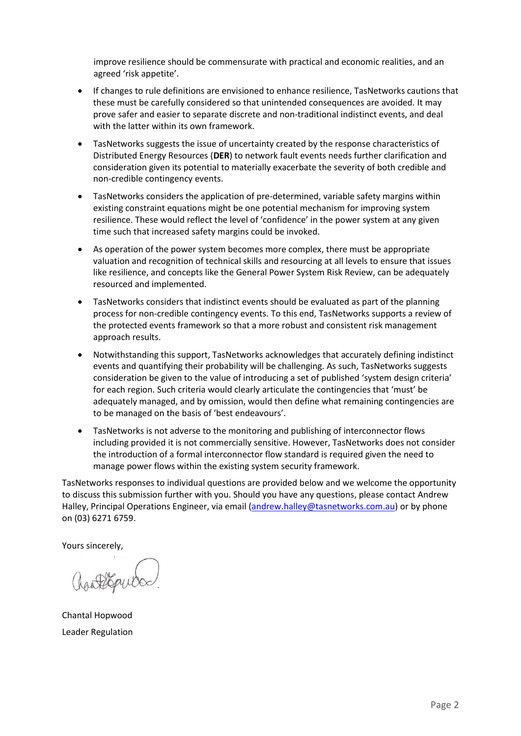improve resilience should be commensurate with practical and economic realities, and an agreed 'risk appetite'.

- If changes to rule definitions are envisioned to enhance resilience, TasNetworks cautions that these must be carefully considered so that unintended consequences are avoided. It may prove safer and easier to separate discrete and non-traditional indistinct events, and deal with the latter within its own framework.
- TasNetworks suggests the issue of uncertainty created by the response characteristics of Distributed Energy Resources (**DER**) to network fault events needs further clarification and consideration given its potential to materially exacerbate the severity of both credible and non-credible contingency events.
- TasNetworks considers the application of pre-determined, variable safety margins within existing constraint equations might be one potential mechanism for improving system resilience. These would reflect the level of 'confidence' in the power system at any given time such that increased safety margins could be invoked.
- As operation of the power system becomes more complex, there must be appropriate valuation and recognition of technical skills and resourcing at all levels to ensure that issues like resilience, and concepts like the General Power System Risk Review, can be adequately resourced and implemented.
- TasNetworks considers that indistinct events should be evaluated as part of the planning process for non-credible contingency events. To this end, TasNetworks supports a review of the protected events framework so that a more robust and consistent risk management approach results.
- Notwithstanding this support, TasNetworks acknowledges that accurately defining indistinct events and quantifying their probability will be challenging. As such, TasNetworks suggests consideration be given to the value of introducing a set of published 'system design criteria' for each region. Such criteria would clearly articulate the contingencies that 'must' be adequately managed, and by omission, would then define what remaining contingencies are to be managed on the basis of 'best endeavours'.
- TasNetworks is not adverse to the monitoring and publishing of interconnector flows including provided it is not commercially sensitive. However, TasNetworks does not consider the introduction of a formal interconnector flow standard is required given the need to manage power flows within the existing system security framework.

TasNetworks responses to individual questions are provided below and we welcome the opportunity to discuss this submission further with you. Should you have any questions, please contact Andrew Halley, Principal Operations Engineer, via email (andrew.halley@tasnetworks.com.au) or by phone on (03) 6271 6759.

Yours sincerely,

Chantal Hopwood

Leader Regulation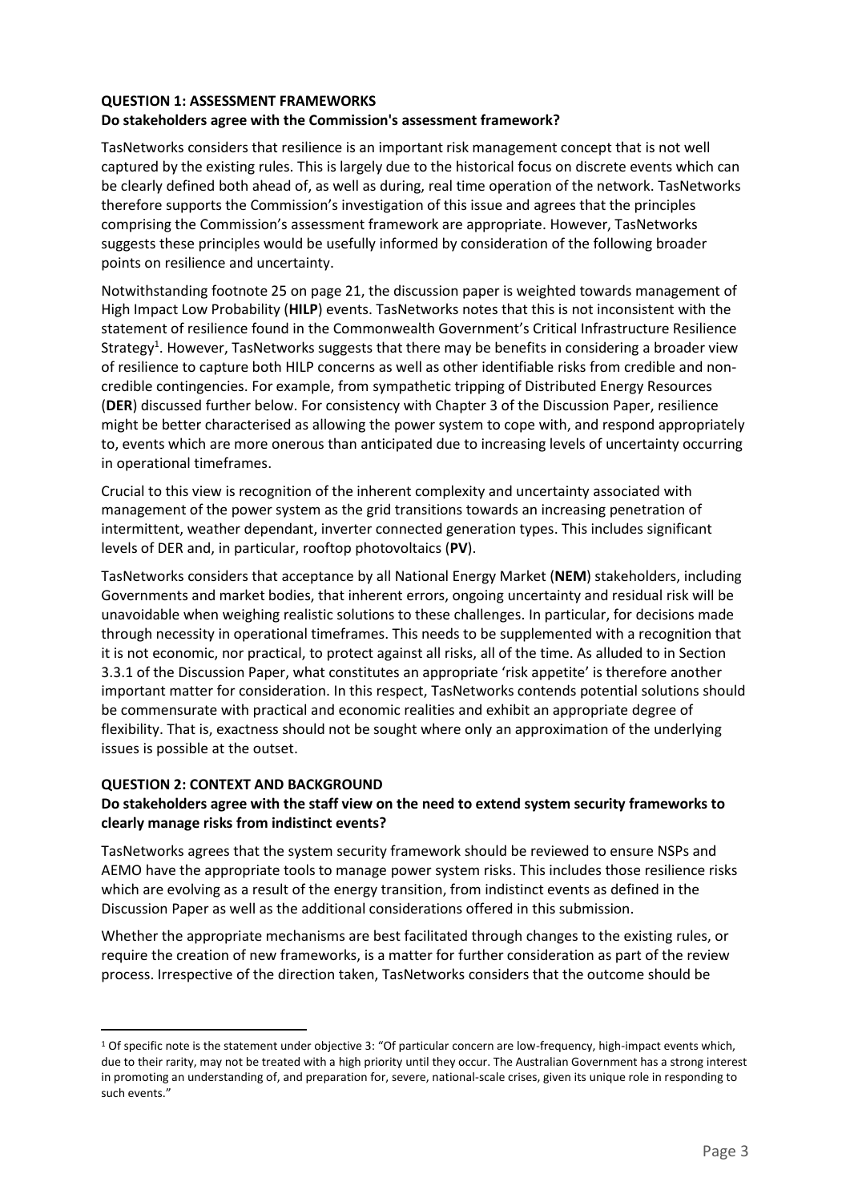**QUESTION 1: ASSESSMENT FRAMEWORKS**
**Do stakeholders agree with the Commission's assessment framework?**

TasNetworks considers that resilience is an important risk management concept that is not well captured by the existing rules. This is largely due to the historical focus on discrete events which can be clearly defined both ahead of, as well as during, real time operation of the network. TasNetworks therefore supports the Commission's investigation of this issue and agrees that the principles comprising the Commission's assessment framework are appropriate. However, TasNetworks suggests these principles would be usefully informed by consideration of the following broader points on resilience and uncertainty.

Notwithstanding footnote 25 on page 21, the discussion paper is weighted towards management of High Impact Low Probability (**HILP**) events. TasNetworks notes that this is not inconsistent with the statement of resilience found in the Commonwealth Government's Critical Infrastructure Resilience Strategy[1]. However, TasNetworks suggests that there may be benefits in considering a broader view of resilience to capture both HILP concerns as well as other identifiable risks from credible and non-credible contingencies. For example, from sympathetic tripping of Distributed Energy Resources (**DER**) discussed further below. For consistency with Chapter 3 of the Discussion Paper, resilience might be better characterised as allowing the power system to cope with, and respond appropriately to, events which are more onerous than anticipated due to increasing levels of uncertainty occurring in operational timeframes.

Crucial to this view is recognition of the inherent complexity and uncertainty associated with management of the power system as the grid transitions towards an increasing penetration of intermittent, weather dependant, inverter connected generation types. This includes significant levels of DER and, in particular, rooftop photovoltaics (**PV**).

TasNetworks considers that acceptance by all National Energy Market (**NEM**) stakeholders, including Governments and market bodies, that inherent errors, ongoing uncertainty and residual risk will be unavoidable when weighing realistic solutions to these challenges. In particular, for decisions made through necessity in operational timeframes. This needs to be supplemented with a recognition that it is not economic, nor practical, to protect against all risks, all of the time. As alluded to in Section 3.3.1 of the Discussion Paper, what constitutes an appropriate 'risk appetite' is therefore another important matter for consideration. In this respect, TasNetworks contends potential solutions should be commensurate with practical and economic realities and exhibit an appropriate degree of flexibility. That is, exactness should not be sought where only an approximation of the underlying issues is possible at the outset.

**QUESTION 2: CONTEXT AND BACKGROUND**
**Do stakeholders agree with the staff view on the need to extend system security frameworks to clearly manage risks from indistinct events?**

TasNetworks agrees that the system security framework should be reviewed to ensure NSPs and AEMO have the appropriate tools to manage power system risks. This includes those resilience risks which are evolving as a result of the energy transition, from indistinct events as defined in the Discussion Paper as well as the additional considerations offered in this submission.

Whether the appropriate mechanisms are best facilitated through changes to the existing rules, or require the creation of new frameworks, is a matter for further consideration as part of the review process. Irrespective of the direction taken, TasNetworks considers that the outcome should be

---

[1] Of specific note is the statement under objective 3: "Of particular concern are low-frequency, high-impact events which, due to their rarity, may not be treated with a high priority until they occur. The Australian Government has a strong interest in promoting an understanding of, and preparation for, severe, national-scale crises, given its unique role in responding to such events."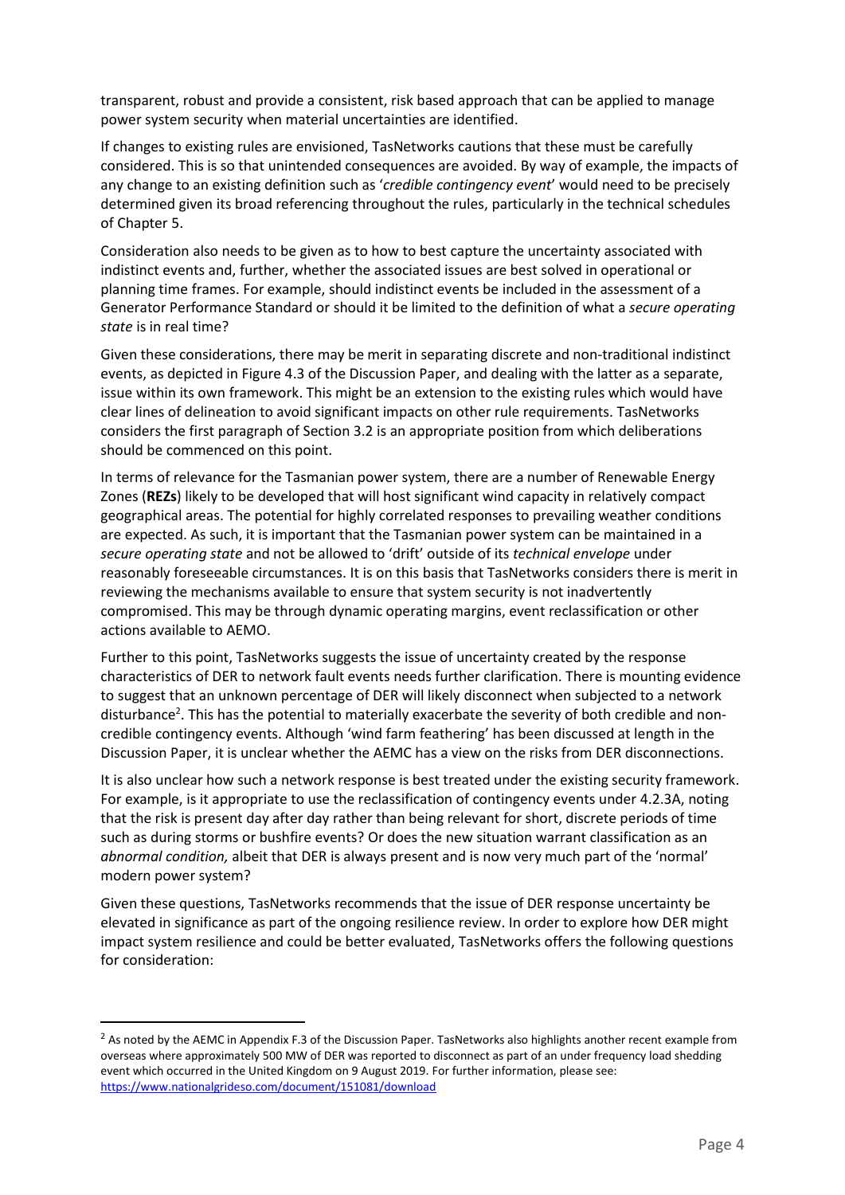transparent, robust and provide a consistent, risk based approach that can be applied to manage power system security when material uncertainties are identified.

If changes to existing rules are envisioned, TasNetworks cautions that these must be carefully considered. This is so that unintended consequences are avoided. By way of example, the impacts of any change to an existing definition such as '*credible contingency event*' would need to be precisely determined given its broad referencing throughout the rules, particularly in the technical schedules of Chapter 5.

Consideration also needs to be given as to how to best capture the uncertainty associated with indistinct events and, further, whether the associated issues are best solved in operational or planning time frames. For example, should indistinct events be included in the assessment of a Generator Performance Standard or should it be limited to the definition of what a *secure operating state* is in real time?

Given these considerations, there may be merit in separating discrete and non-traditional indistinct events, as depicted in Figure 4.3 of the Discussion Paper, and dealing with the latter as a separate, issue within its own framework. This might be an extension to the existing rules which would have clear lines of delineation to avoid significant impacts on other rule requirements. TasNetworks considers the first paragraph of Section 3.2 is an appropriate position from which deliberations should be commenced on this point.

In terms of relevance for the Tasmanian power system, there are a number of Renewable Energy Zones (**REZs**) likely to be developed that will host significant wind capacity in relatively compact geographical areas. The potential for highly correlated responses to prevailing weather conditions are expected. As such, it is important that the Tasmanian power system can be maintained in a *secure operating state* and not be allowed to 'drift' outside of its *technical envelope* under reasonably foreseeable circumstances. It is on this basis that TasNetworks considers there is merit in reviewing the mechanisms available to ensure that system security is not inadvertently compromised. This may be through dynamic operating margins, event reclassification or other actions available to AEMO.

Further to this point, TasNetworks suggests the issue of uncertainty created by the response characteristics of DER to network fault events needs further clarification. There is mounting evidence to suggest that an unknown percentage of DER will likely disconnect when subjected to a network disturbance[2]. This has the potential to materially exacerbate the severity of both credible and non-credible contingency events. Although 'wind farm feathering' has been discussed at length in the Discussion Paper, it is unclear whether the AEMC has a view on the risks from DER disconnections.

It is also unclear how such a network response is best treated under the existing security framework. For example, is it appropriate to use the reclassification of contingency events under 4.2.3A, noting that the risk is present day after day rather than being relevant for short, discrete periods of time such as during storms or bushfire events? Or does the new situation warrant classification as an *abnormal condition,* albeit that DER is always present and is now very much part of the 'normal' modern power system?

Given these questions, TasNetworks recommends that the issue of DER response uncertainty be elevated in significance as part of the ongoing resilience review. In order to explore how DER might impact system resilience and could be better evaluated, TasNetworks offers the following questions for consideration:

---

[2] As noted by the AEMC in Appendix F.3 of the Discussion Paper. TasNetworks also highlights another recent example from overseas where approximately 500 MW of DER was reported to disconnect as part of an under frequency load shedding event which occurred in the United Kingdom on 9 August 2019. For further information, please see: https://www.nationalgrideso.com/document/151081/download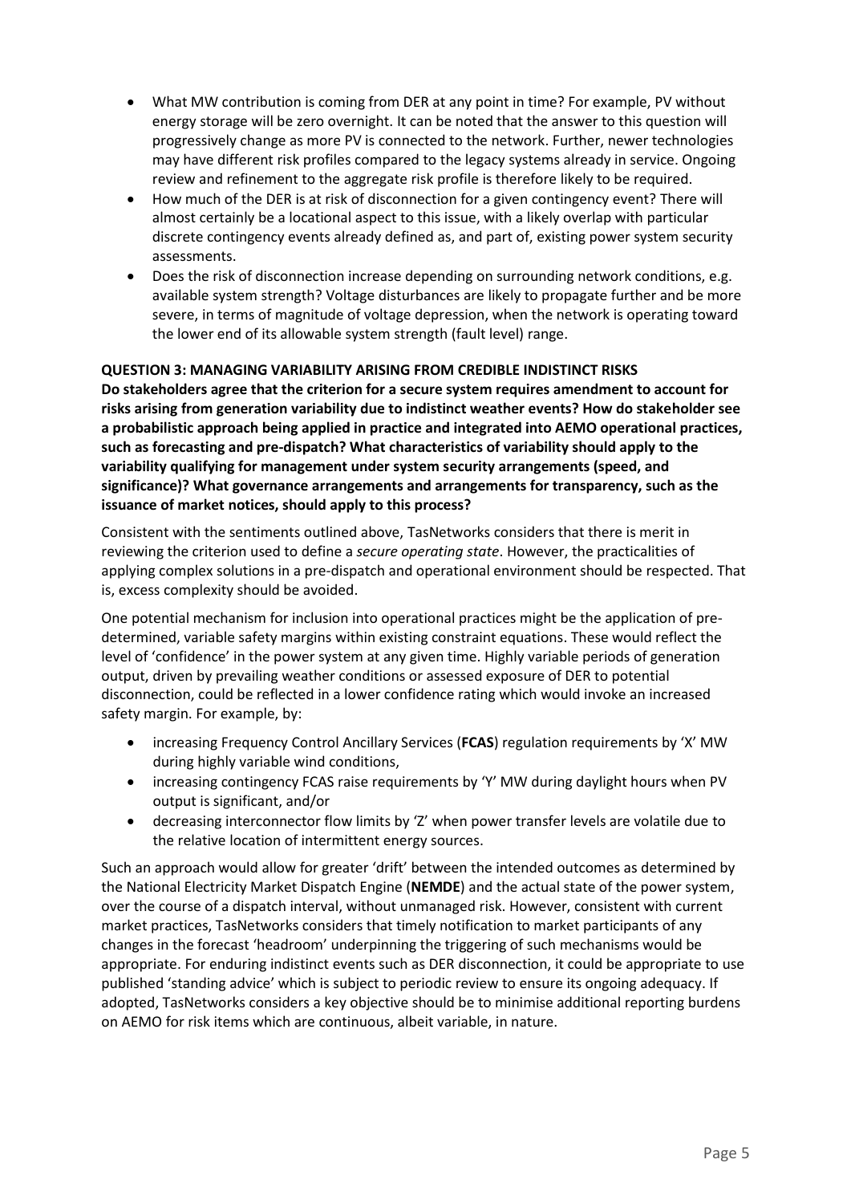- What MW contribution is coming from DER at any point in time? For example, PV without energy storage will be zero overnight. It can be noted that the answer to this question will progressively change as more PV is connected to the network. Further, newer technologies may have different risk profiles compared to the legacy systems already in service. Ongoing review and refinement to the aggregate risk profile is therefore likely to be required.
- How much of the DER is at risk of disconnection for a given contingency event? There will almost certainly be a locational aspect to this issue, with a likely overlap with particular discrete contingency events already defined as, and part of, existing power system security assessments.
- Does the risk of disconnection increase depending on surrounding network conditions, e.g. available system strength? Voltage disturbances are likely to propagate further and be more severe, in terms of magnitude of voltage depression, when the network is operating toward the lower end of its allowable system strength (fault level) range.

**QUESTION 3: MANAGING VARIABILITY ARISING FROM CREDIBLE INDISTINCT RISKS**
**Do stakeholders agree that the criterion for a secure system requires amendment to account for risks arising from generation variability due to indistinct weather events? How do stakeholder see a probabilistic approach being applied in practice and integrated into AEMO operational practices, such as forecasting and pre-dispatch? What characteristics of variability should apply to the variability qualifying for management under system security arrangements (speed, and significance)? What governance arrangements and arrangements for transparency, such as the issuance of market notices, should apply to this process?**

Consistent with the sentiments outlined above, TasNetworks considers that there is merit in reviewing the criterion used to define a *secure operating state*. However, the practicalities of applying complex solutions in a pre-dispatch and operational environment should be respected. That is, excess complexity should be avoided.

One potential mechanism for inclusion into operational practices might be the application of pre-determined, variable safety margins within existing constraint equations. These would reflect the level of 'confidence' in the power system at any given time. Highly variable periods of generation output, driven by prevailing weather conditions or assessed exposure of DER to potential disconnection, could be reflected in a lower confidence rating which would invoke an increased safety margin. For example, by:

- increasing Frequency Control Ancillary Services (**FCAS**) regulation requirements by 'X' MW during highly variable wind conditions,
- increasing contingency FCAS raise requirements by 'Y' MW during daylight hours when PV output is significant, and/or
- decreasing interconnector flow limits by 'Z' when power transfer levels are volatile due to the relative location of intermittent energy sources.

Such an approach would allow for greater 'drift' between the intended outcomes as determined by the National Electricity Market Dispatch Engine (**NEMDE**) and the actual state of the power system, over the course of a dispatch interval, without unmanaged risk. However, consistent with current market practices, TasNetworks considers that timely notification to market participants of any changes in the forecast 'headroom' underpinning the triggering of such mechanisms would be appropriate. For enduring indistinct events such as DER disconnection, it could be appropriate to use published 'standing advice' which is subject to periodic review to ensure its ongoing adequacy. If adopted, TasNetworks considers a key objective should be to minimise additional reporting burdens on AEMO for risk items which are continuous, albeit variable, in nature.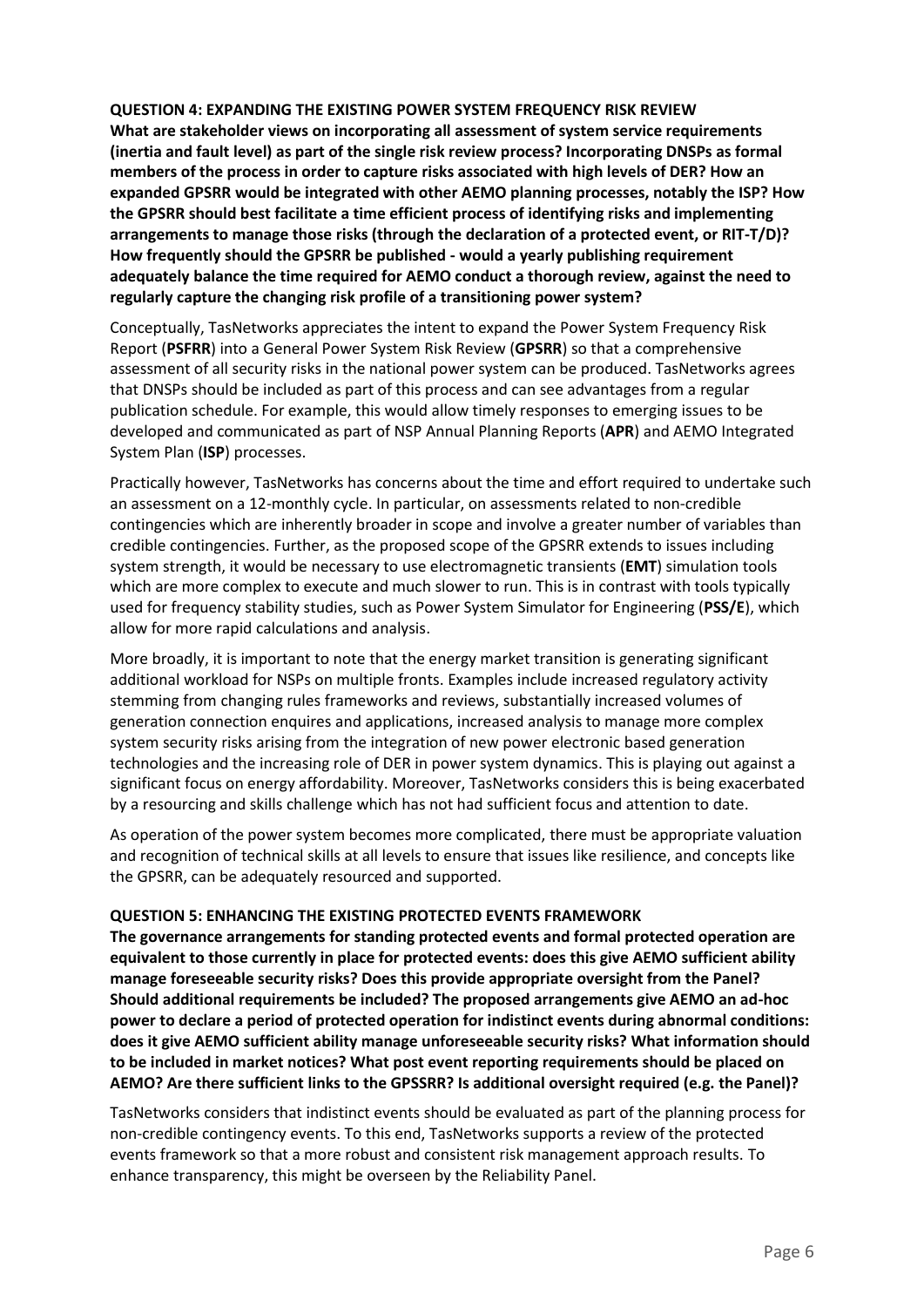**QUESTION 4: EXPANDING THE EXISTING POWER SYSTEM FREQUENCY RISK REVIEW**
**What are stakeholder views on incorporating all assessment of system service requirements (inertia and fault level) as part of the single risk review process? Incorporating DNSPs as formal members of the process in order to capture risks associated with high levels of DER? How an expanded GPSRR would be integrated with other AEMO planning processes, notably the ISP? How the GPSRR should best facilitate a time efficient process of identifying risks and implementing arrangements to manage those risks (through the declaration of a protected event, or RIT-T/D)? How frequently should the GPSRR be published - would a yearly publishing requirement adequately balance the time required for AEMO conduct a thorough review, against the need to regularly capture the changing risk profile of a transitioning power system?**

Conceptually, TasNetworks appreciates the intent to expand the Power System Frequency Risk Report (**PSFRR**) into a General Power System Risk Review (**GPSRR**) so that a comprehensive assessment of all security risks in the national power system can be produced. TasNetworks agrees that DNSPs should be included as part of this process and can see advantages from a regular publication schedule. For example, this would allow timely responses to emerging issues to be developed and communicated as part of NSP Annual Planning Reports (**APR**) and AEMO Integrated System Plan (**ISP**) processes.

Practically however, TasNetworks has concerns about the time and effort required to undertake such an assessment on a 12-monthly cycle. In particular, on assessments related to non-credible contingencies which are inherently broader in scope and involve a greater number of variables than credible contingencies. Further, as the proposed scope of the GPSRR extends to issues including system strength, it would be necessary to use electromagnetic transients (**EMT**) simulation tools which are more complex to execute and much slower to run. This is in contrast with tools typically used for frequency stability studies, such as Power System Simulator for Engineering (**PSS/E**), which allow for more rapid calculations and analysis.

More broadly, it is important to note that the energy market transition is generating significant additional workload for NSPs on multiple fronts. Examples include increased regulatory activity stemming from changing rules frameworks and reviews, substantially increased volumes of generation connection enquires and applications, increased analysis to manage more complex system security risks arising from the integration of new power electronic based generation technologies and the increasing role of DER in power system dynamics. This is playing out against a significant focus on energy affordability. Moreover, TasNetworks considers this is being exacerbated by a resourcing and skills challenge which has not had sufficient focus and attention to date.

As operation of the power system becomes more complicated, there must be appropriate valuation and recognition of technical skills at all levels to ensure that issues like resilience, and concepts like the GPSRR, can be adequately resourced and supported.

**QUESTION 5: ENHANCING THE EXISTING PROTECTED EVENTS FRAMEWORK**
**The governance arrangements for standing protected events and formal protected operation are equivalent to those currently in place for protected events: does this give AEMO sufficient ability manage foreseeable security risks? Does this provide appropriate oversight from the Panel? Should additional requirements be included? The proposed arrangements give AEMO an ad-hoc power to declare a period of protected operation for indistinct events during abnormal conditions: does it give AEMO sufficient ability manage unforeseeable security risks? What information should to be included in market notices? What post event reporting requirements should be placed on AEMO? Are there sufficient links to the GPSSRR? Is additional oversight required (e.g. the Panel)?**

TasNetworks considers that indistinct events should be evaluated as part of the planning process for non-credible contingency events. To this end, TasNetworks supports a review of the protected events framework so that a more robust and consistent risk management approach results. To enhance transparency, this might be overseen by the Reliability Panel.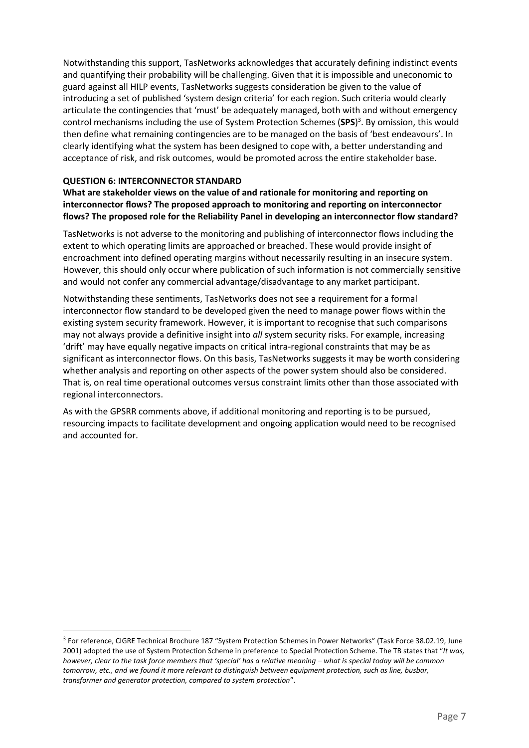Notwithstanding this support, TasNetworks acknowledges that accurately defining indistinct events and quantifying their probability will be challenging. Given that it is impossible and uneconomic to guard against all HILP events, TasNetworks suggests consideration be given to the value of introducing a set of published 'system design criteria' for each region. Such criteria would clearly articulate the contingencies that 'must' be adequately managed, both with and without emergency control mechanisms including the use of System Protection Schemes (**SPS**)[3]. By omission, this would then define what remaining contingencies are to be managed on the basis of 'best endeavours'. In clearly identifying what the system has been designed to cope with, a better understanding and acceptance of risk, and risk outcomes, would be promoted across the entire stakeholder base.

**QUESTION 6: INTERCONNECTOR STANDARD**

**What are stakeholder views on the value of and rationale for monitoring and reporting on interconnector flows? The proposed approach to monitoring and reporting on interconnector flows? The proposed role for the Reliability Panel in developing an interconnector flow standard?**

TasNetworks is not adverse to the monitoring and publishing of interconnector flows including the extent to which operating limits are approached or breached. These would provide insight of encroachment into defined operating margins without necessarily resulting in an insecure system. However, this should only occur where publication of such information is not commercially sensitive and would not confer any commercial advantage/disadvantage to any market participant.

Notwithstanding these sentiments, TasNetworks does not see a requirement for a formal interconnector flow standard to be developed given the need to manage power flows within the existing system security framework. However, it is important to recognise that such comparisons may not always provide a definitive insight into *all* system security risks. For example, increasing 'drift' may have equally negative impacts on critical intra-regional constraints that may be as significant as interconnector flows. On this basis, TasNetworks suggests it may be worth considering whether analysis and reporting on other aspects of the power system should also be considered. That is, on real time operational outcomes versus constraint limits other than those associated with regional interconnectors.

As with the GPSRR comments above, if additional monitoring and reporting is to be pursued, resourcing impacts to facilitate development and ongoing application would need to be recognised and accounted for.

---

[3] For reference, CIGRE Technical Brochure 187 "System Protection Schemes in Power Networks" (Task Force 38.02.19, June 2001) adopted the use of System Protection Scheme in preference to Special Protection Scheme. The TB states that "*It was, however, clear to the task force members that 'special' has a relative meaning – what is special today will be common tomorrow, etc., and we found it more relevant to distinguish between equipment protection, such as line, busbar, transformer and generator protection, compared to system protection*".